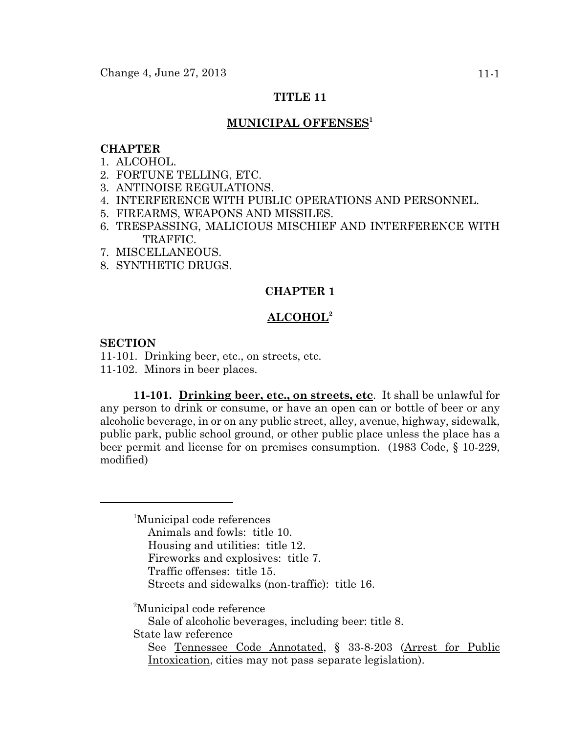# TITLE 11

## MUNICIPAL OFFENSES[1]

**CHAPTER**

1. ALCOHOL.
2. FORTUNE TELLING, ETC.
3. ANTINOISE REGULATIONS.
4. INTERFERENCE WITH PUBLIC OPERATIONS AND PERSONNEL.
5. FIREARMS, WEAPONS AND MISSILES.
6. TRESPASSING, MALICIOUS MISCHIEF AND INTERFERENCE WITH TRAFFIC.
7. MISCELLANEOUS.
8. SYNTHETIC DRUGS.

## CHAPTER 1

## ALCOHOL[2]

**SECTION**

11-101. Drinking beer, etc., on streets, etc.
11-102. Minors in beer places.

**11-101. Drinking beer, etc., on streets, etc**. It shall be unlawful for any person to drink or consume, or have an open can or bottle of beer or any alcoholic beverage, in or on any public street, alley, avenue, highway, sidewalk, public park, public school ground, or other public place unless the place has a beer permit and license for on premises consumption. (1983 Code, § 10-229, modified)

---

[1]Municipal code references
Animals and fowls: title 10.
Housing and utilities: title 12.
Fireworks and explosives: title 7.
Traffic offenses: title 15.
Streets and sidewalks (non-traffic): title 16.

[2]Municipal code reference
Sale of alcoholic beverages, including beer: title 8.
State law reference
See Tennessee Code Annotated, § 33-8-203 (Arrest for Public Intoxication, cities may not pass separate legislation).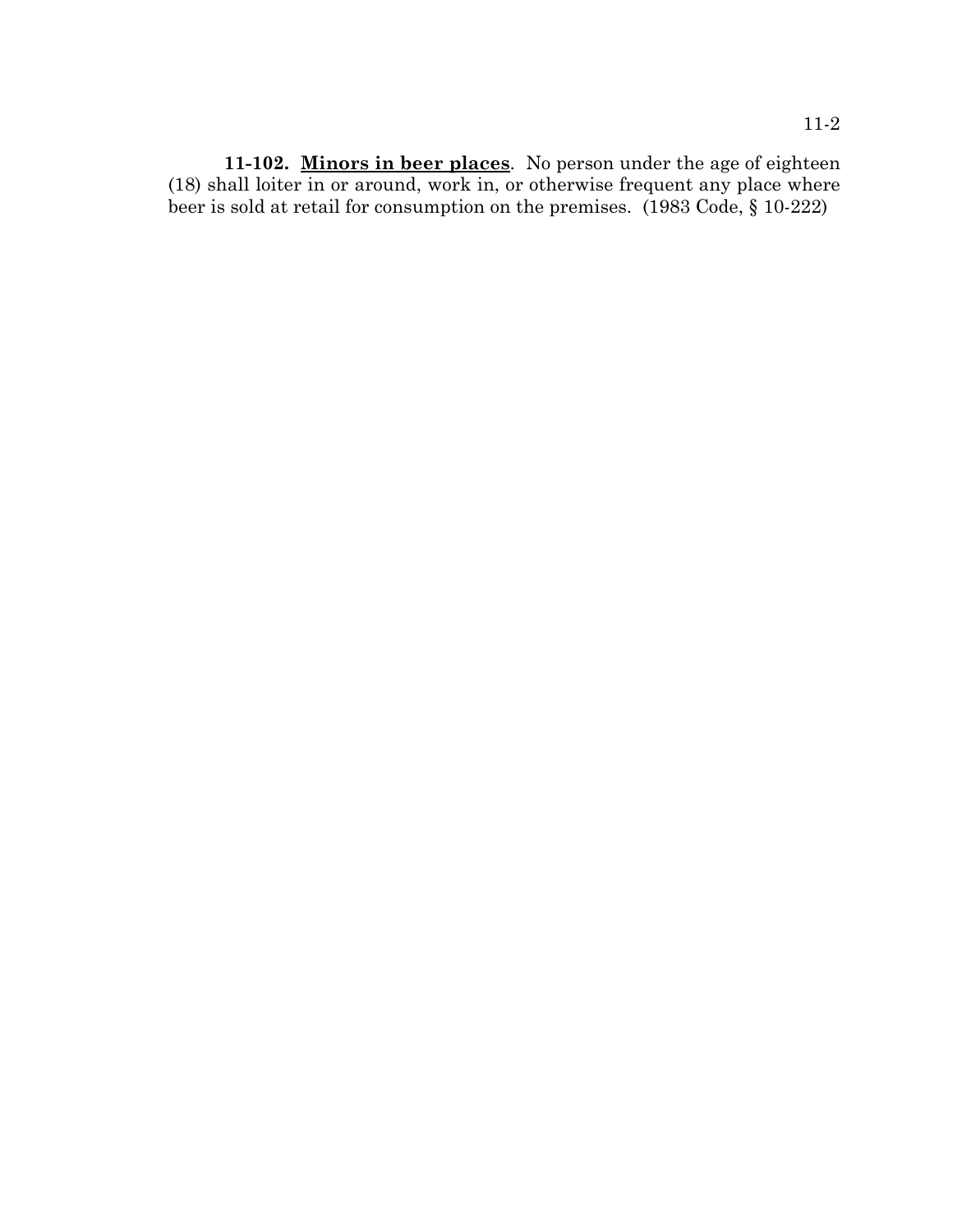**11-102. Minors in beer places**. No person under the age of eighteen (18) shall loiter in or around, work in, or otherwise frequent any place where beer is sold at retail for consumption on the premises. (1983 Code, § 10-222)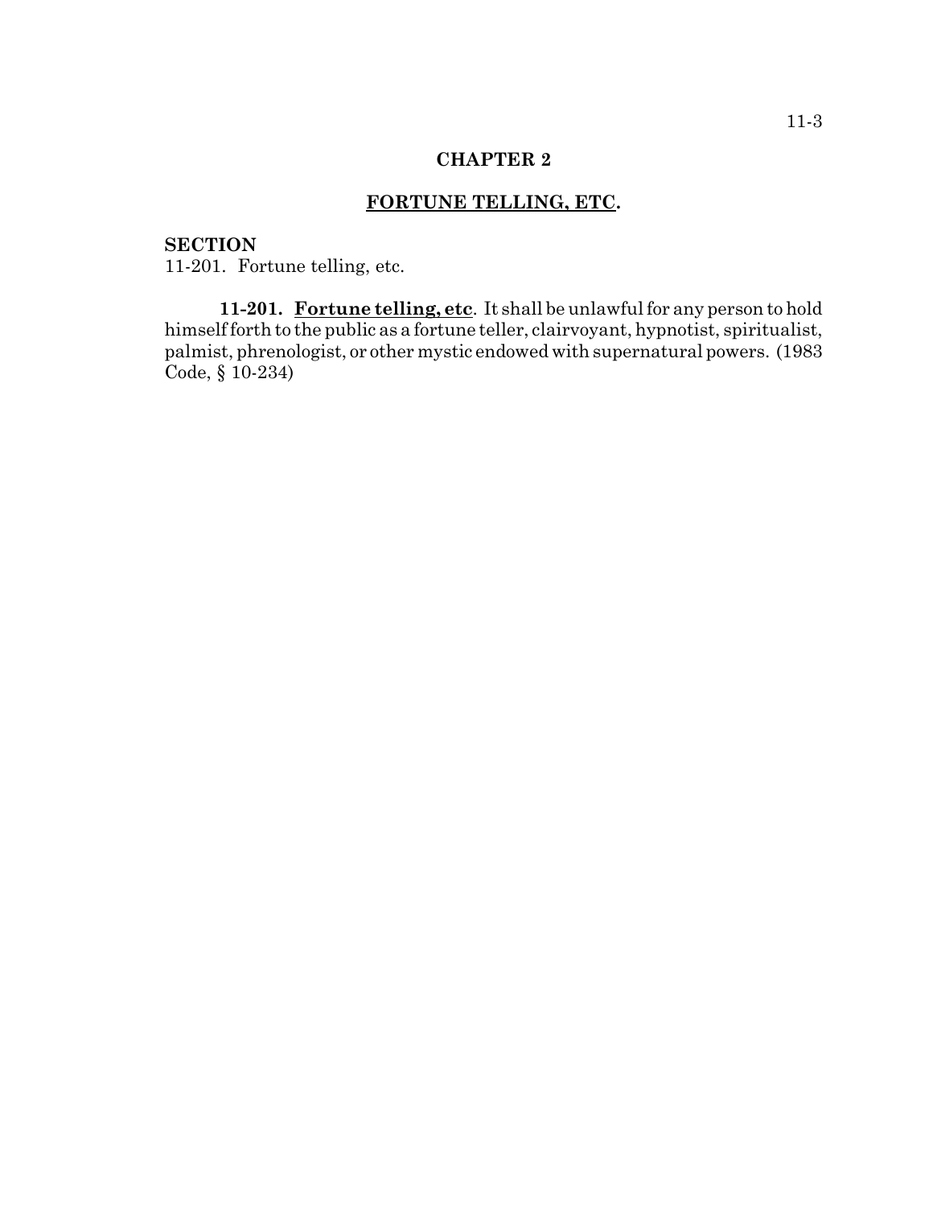## CHAPTER 2

## FORTUNE TELLING, ETC.

**SECTION**

11-201. Fortune telling, etc.

**11-201. Fortune telling, etc.** It shall be unlawful for any person to hold himself forth to the public as a fortune teller, clairvoyant, hypnotist, spiritualist, palmist, phrenologist, or other mystic endowed with supernatural powers. (1983 Code, § 10-234)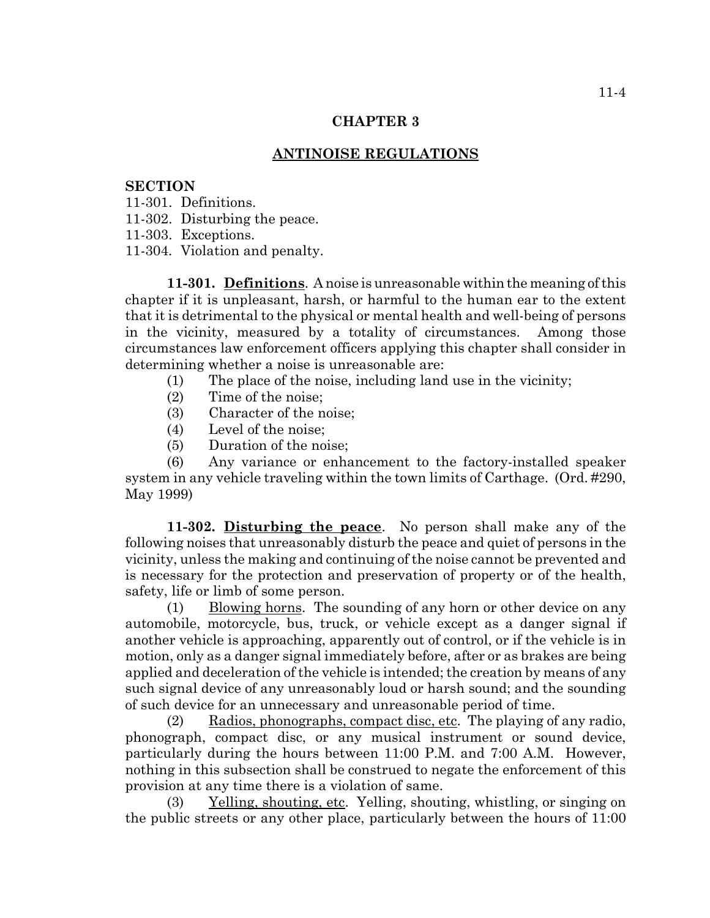## CHAPTER 3

## ANTINOISE REGULATIONS

**SECTION**

11-301. Definitions.
11-302. Disturbing the peace.
11-303. Exceptions.
11-304. Violation and penalty.

**11-301. Definitions**. A noise is unreasonable within the meaning of this chapter if it is unpleasant, harsh, or harmful to the human ear to the extent that it is detrimental to the physical or mental health and well-being of persons in the vicinity, measured by a totality of circumstances. Among those circumstances law enforcement officers applying this chapter shall consider in determining whether a noise is unreasonable are:

(1) The place of the noise, including land use in the vicinity;
(2) Time of the noise;
(3) Character of the noise;
(4) Level of the noise;
(5) Duration of the noise;
(6) Any variance or enhancement to the factory-installed speaker system in any vehicle traveling within the town limits of Carthage. (Ord. #290, May 1999)

**11-302. Disturbing the peace**. No person shall make any of the following noises that unreasonably disturb the peace and quiet of persons in the vicinity, unless the making and continuing of the noise cannot be prevented and is necessary for the protection and preservation of property or of the health, safety, life or limb of some person.

(1) Blowing horns. The sounding of any horn or other device on any automobile, motorcycle, bus, truck, or vehicle except as a danger signal if another vehicle is approaching, apparently out of control, or if the vehicle is in motion, only as a danger signal immediately before, after or as brakes are being applied and deceleration of the vehicle is intended; the creation by means of any such signal device of any unreasonably loud or harsh sound; and the sounding of such device for an unnecessary and unreasonable period of time.

(2) Radios, phonographs, compact disc, etc. The playing of any radio, phonograph, compact disc, or any musical instrument or sound device, particularly during the hours between 11:00 P.M. and 7:00 A.M. However, nothing in this subsection shall be construed to negate the enforcement of this provision at any time there is a violation of same.

(3) Yelling, shouting, etc. Yelling, shouting, whistling, or singing on the public streets or any other place, particularly between the hours of 11:00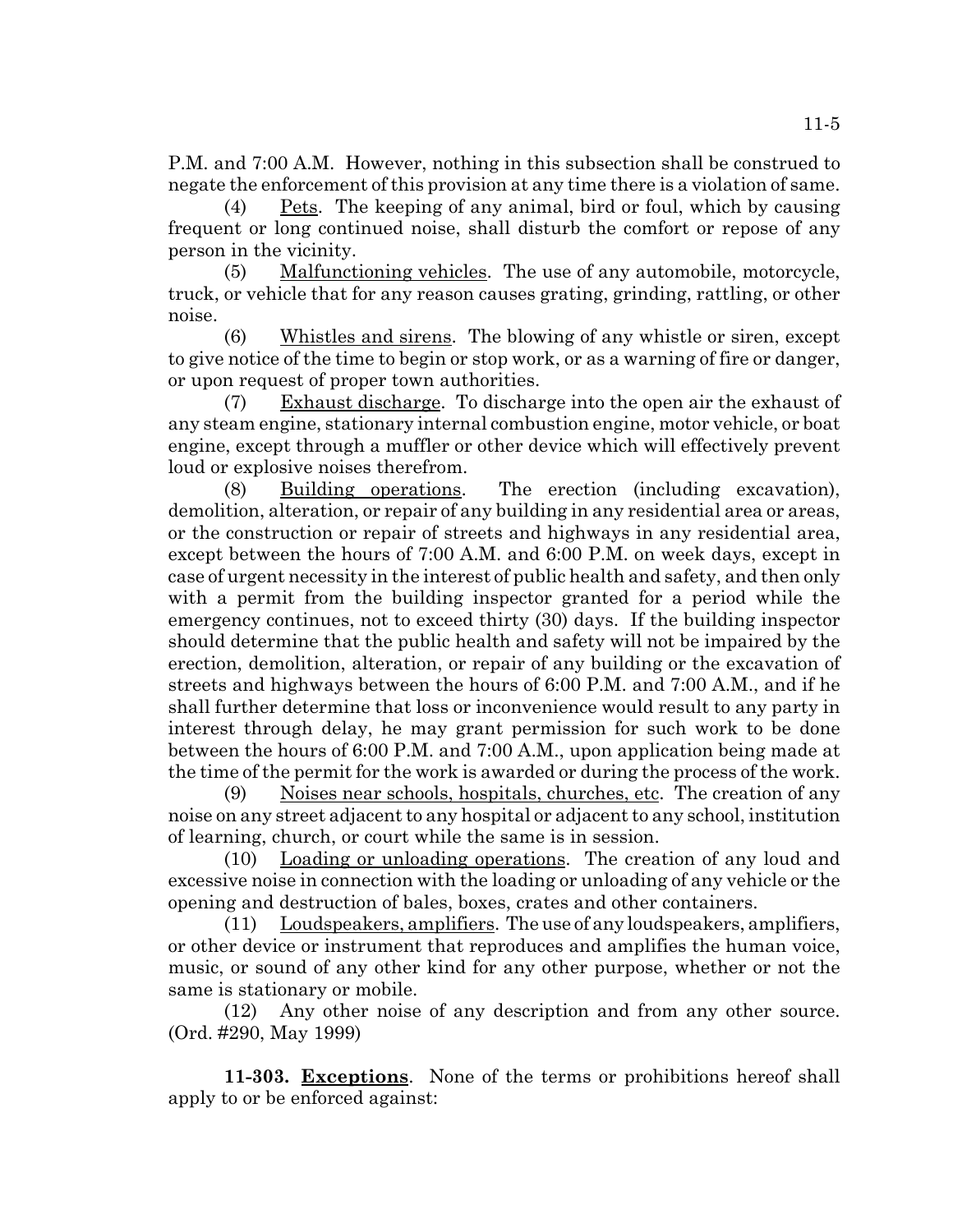P.M. and 7:00 A.M. However, nothing in this subsection shall be construed to negate the enforcement of this provision at any time there is a violation of same.

(4) Pets. The keeping of any animal, bird or foul, which by causing frequent or long continued noise, shall disturb the comfort or repose of any person in the vicinity.

(5) Malfunctioning vehicles. The use of any automobile, motorcycle, truck, or vehicle that for any reason causes grating, grinding, rattling, or other noise.

(6) Whistles and sirens. The blowing of any whistle or siren, except to give notice of the time to begin or stop work, or as a warning of fire or danger, or upon request of proper town authorities.

(7) Exhaust discharge. To discharge into the open air the exhaust of any steam engine, stationary internal combustion engine, motor vehicle, or boat engine, except through a muffler or other device which will effectively prevent loud or explosive noises therefrom.

(8) Building operations. The erection (including excavation), demolition, alteration, or repair of any building in any residential area or areas, or the construction or repair of streets and highways in any residential area, except between the hours of 7:00 A.M. and 6:00 P.M. on week days, except in case of urgent necessity in the interest of public health and safety, and then only with a permit from the building inspector granted for a period while the emergency continues, not to exceed thirty (30) days. If the building inspector should determine that the public health and safety will not be impaired by the erection, demolition, alteration, or repair of any building or the excavation of streets and highways between the hours of 6:00 P.M. and 7:00 A.M., and if he shall further determine that loss or inconvenience would result to any party in interest through delay, he may grant permission for such work to be done between the hours of 6:00 P.M. and 7:00 A.M., upon application being made at the time of the permit for the work is awarded or during the process of the work.

(9) Noises near schools, hospitals, churches, etc. The creation of any noise on any street adjacent to any hospital or adjacent to any school, institution of learning, church, or court while the same is in session.

(10) Loading or unloading operations. The creation of any loud and excessive noise in connection with the loading or unloading of any vehicle or the opening and destruction of bales, boxes, crates and other containers.

(11) Loudspeakers, amplifiers. The use of any loudspeakers, amplifiers, or other device or instrument that reproduces and amplifies the human voice, music, or sound of any other kind for any other purpose, whether or not the same is stationary or mobile.

(12) Any other noise of any description and from any other source. (Ord. #290, May 1999)

**11-303. Exceptions**. None of the terms or prohibitions hereof shall apply to or be enforced against: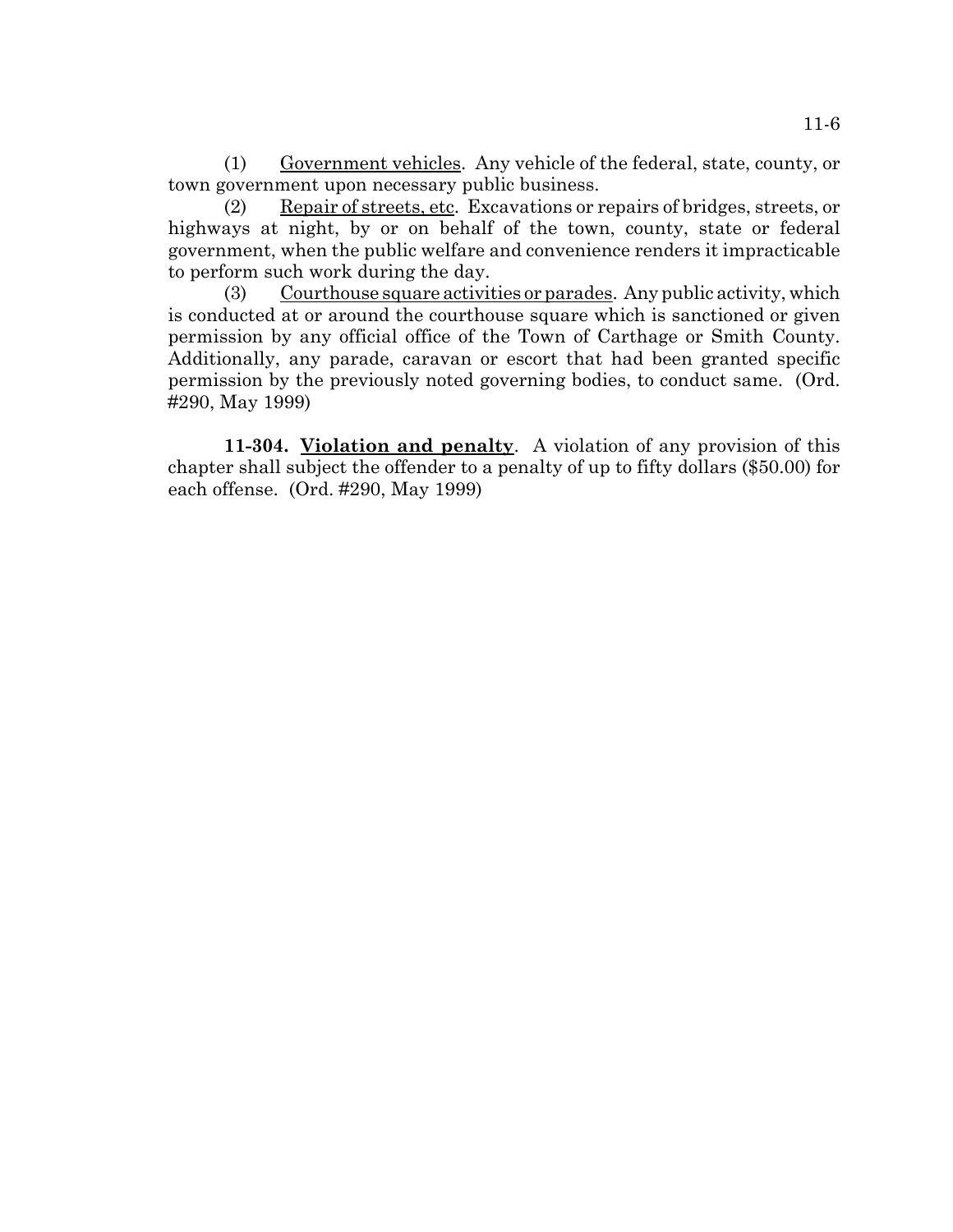(1) Government vehicles. Any vehicle of the federal, state, county, or town government upon necessary public business.

(2) Repair of streets, etc. Excavations or repairs of bridges, streets, or highways at night, by or on behalf of the town, county, state or federal government, when the public welfare and convenience renders it impracticable to perform such work during the day.

(3) Courthouse square activities or parades. Any public activity, which is conducted at or around the courthouse square which is sanctioned or given permission by any official office of the Town of Carthage or Smith County. Additionally, any parade, caravan or escort that had been granted specific permission by the previously noted governing bodies, to conduct same. (Ord. #290, May 1999)

**11-304. Violation and penalty**. A violation of any provision of this chapter shall subject the offender to a penalty of up to fifty dollars ($50.00) for each offense. (Ord. #290, May 1999)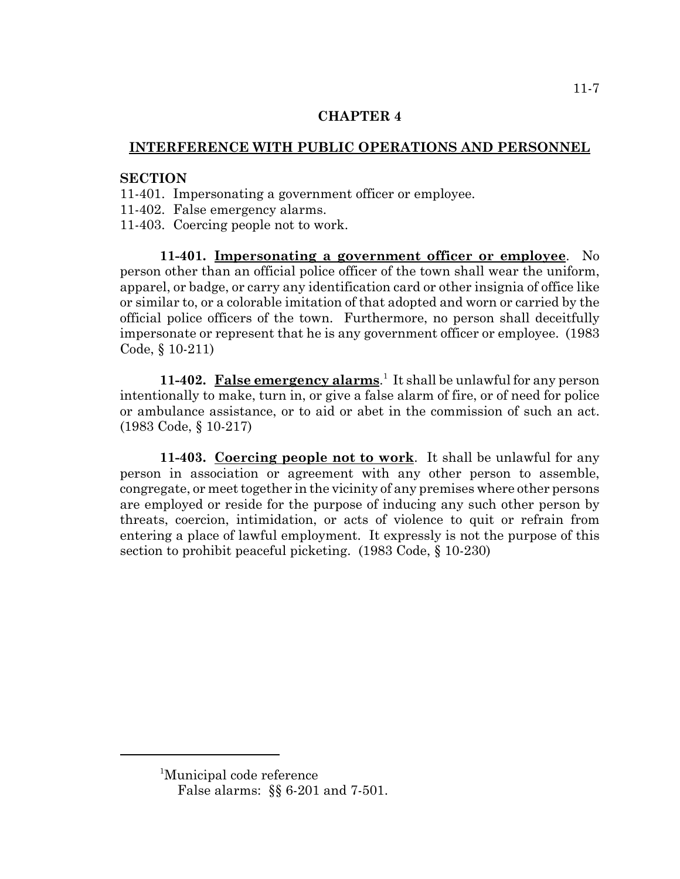# CHAPTER 4

## INTERFERENCE WITH PUBLIC OPERATIONS AND PERSONNEL

**SECTION**

11-401. Impersonating a government officer or employee.
11-402. False emergency alarms.
11-403. Coercing people not to work.

**11-401. Impersonating a government officer or employee**. No person other than an official police officer of the town shall wear the uniform, apparel, or badge, or carry any identification card or other insignia of office like or similar to, or a colorable imitation of that adopted and worn or carried by the official police officers of the town. Furthermore, no person shall deceitfully impersonate or represent that he is any government officer or employee. (1983 Code, § 10-211)

**11-402. False emergency alarms**.[1] It shall be unlawful for any person intentionally to make, turn in, or give a false alarm of fire, or of need for police or ambulance assistance, or to aid or abet in the commission of such an act. (1983 Code, § 10-217)

**11-403. Coercing people not to work**. It shall be unlawful for any person in association or agreement with any other person to assemble, congregate, or meet together in the vicinity of any premises where other persons are employed or reside for the purpose of inducing any such other person by threats, coercion, intimidation, or acts of violence to quit or refrain from entering a place of lawful employment. It expressly is not the purpose of this section to prohibit peaceful picketing. (1983 Code, § 10-230)

---

[1]Municipal code reference
False alarms: §§ 6-201 and 7-501.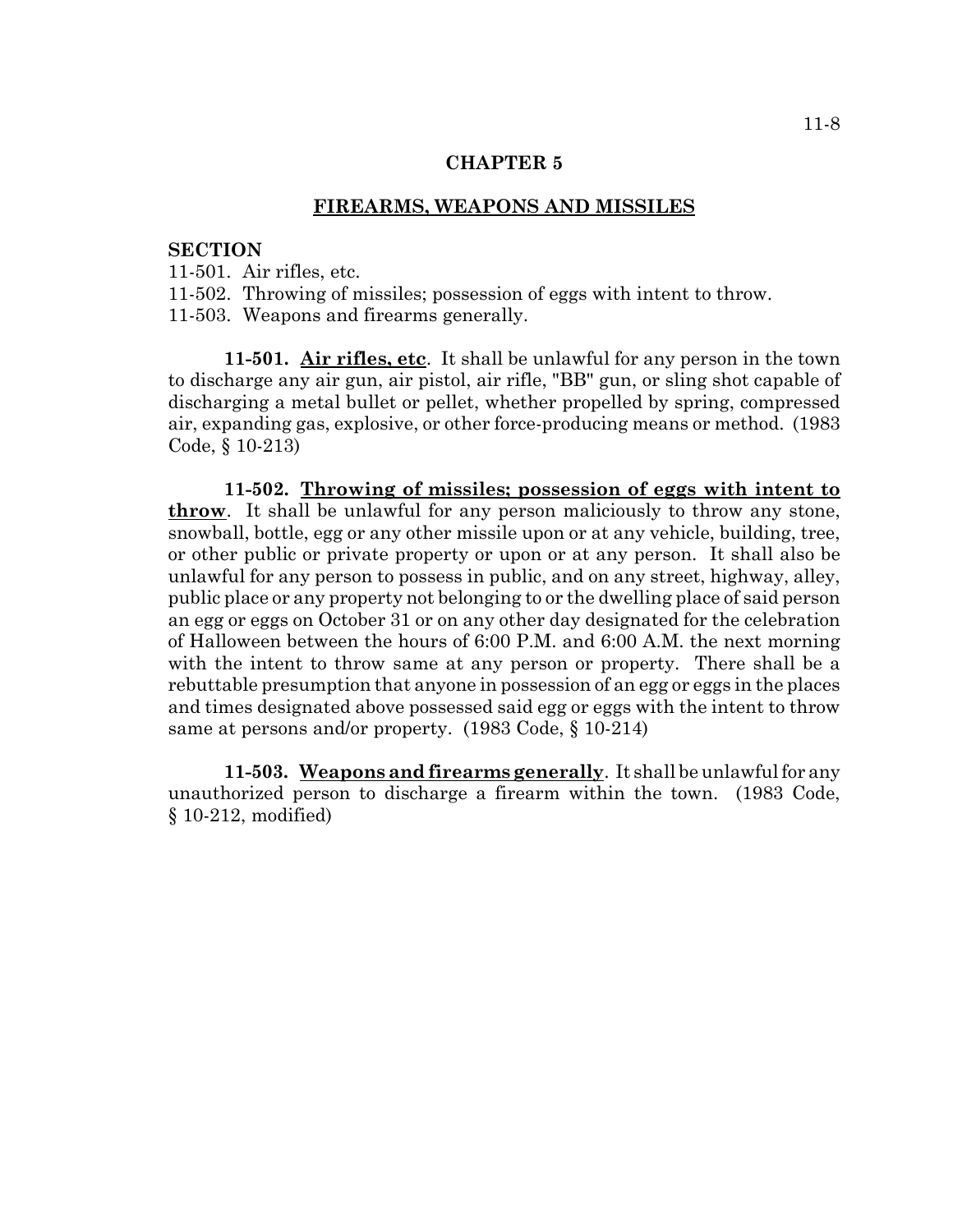## CHAPTER 5

## FIREARMS, WEAPONS AND MISSILES

**SECTION**

11-501. Air rifles, etc.
11-502. Throwing of missiles; possession of eggs with intent to throw.
11-503. Weapons and firearms generally.

**11-501. Air rifles, etc.** It shall be unlawful for any person in the town to discharge any air gun, air pistol, air rifle, "BB" gun, or sling shot capable of discharging a metal bullet or pellet, whether propelled by spring, compressed air, expanding gas, explosive, or other force-producing means or method. (1983 Code, § 10-213)

**11-502. Throwing of missiles; possession of eggs with intent to throw.** It shall be unlawful for any person maliciously to throw any stone, snowball, bottle, egg or any other missile upon or at any vehicle, building, tree, or other public or private property or upon or at any person. It shall also be unlawful for any person to possess in public, and on any street, highway, alley, public place or any property not belonging to or the dwelling place of said person an egg or eggs on October 31 or on any other day designated for the celebration of Halloween between the hours of 6:00 P.M. and 6:00 A.M. the next morning with the intent to throw same at any person or property. There shall be a rebuttable presumption that anyone in possession of an egg or eggs in the places and times designated above possessed said egg or eggs with the intent to throw same at persons and/or property. (1983 Code, § 10-214)

**11-503. Weapons and firearms generally.** It shall be unlawful for any unauthorized person to discharge a firearm within the town. (1983 Code, § 10-212, modified)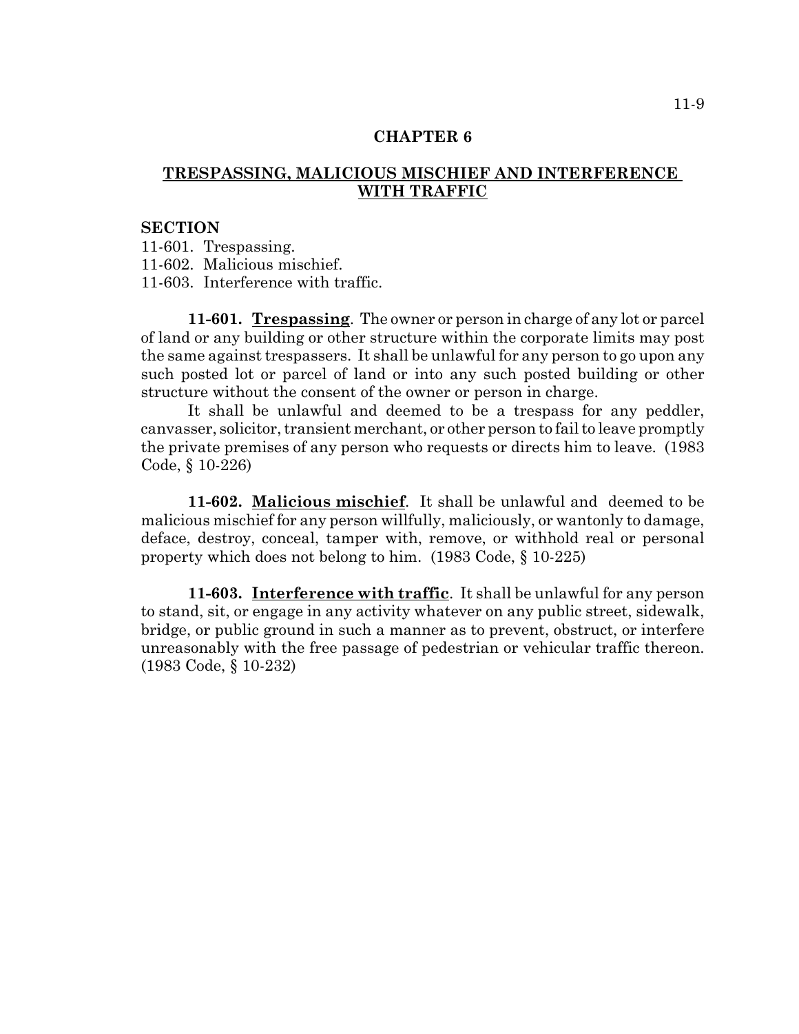# CHAPTER 6

## TRESPASSING, MALICIOUS MISCHIEF AND INTERFERENCE WITH TRAFFIC

**SECTION**

11-601. Trespassing.
11-602. Malicious mischief.
11-603. Interference with traffic.

**11-601. Trespassing**. The owner or person in charge of any lot or parcel of land or any building or other structure within the corporate limits may post the same against trespassers. It shall be unlawful for any person to go upon any such posted lot or parcel of land or into any such posted building or other structure without the consent of the owner or person in charge.

It shall be unlawful and deemed to be a trespass for any peddler, canvasser, solicitor, transient merchant, or other person to fail to leave promptly the private premises of any person who requests or directs him to leave. (1983 Code, § 10-226)

**11-602. Malicious mischief**. It shall be unlawful and deemed to be malicious mischief for any person willfully, maliciously, or wantonly to damage, deface, destroy, conceal, tamper with, remove, or withhold real or personal property which does not belong to him. (1983 Code, § 10-225)

**11-603. Interference with traffic**. It shall be unlawful for any person to stand, sit, or engage in any activity whatever on any public street, sidewalk, bridge, or public ground in such a manner as to prevent, obstruct, or interfere unreasonably with the free passage of pedestrian or vehicular traffic thereon. (1983 Code, § 10-232)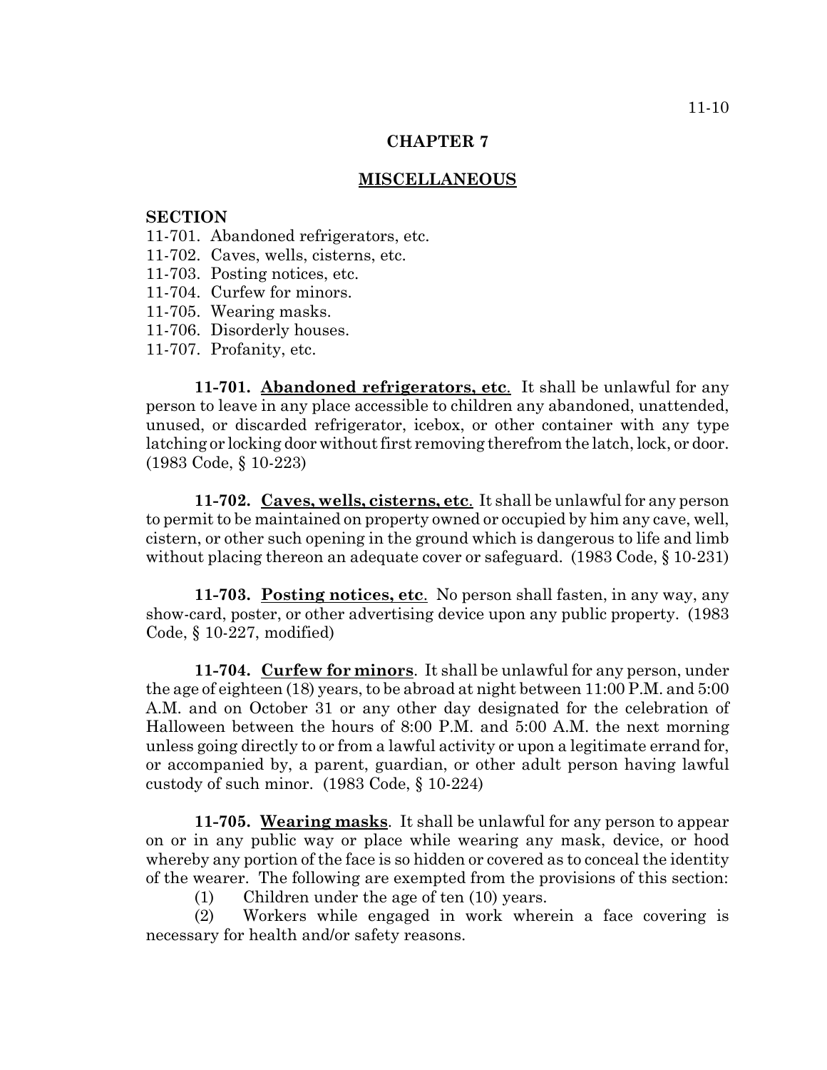## CHAPTER 7

## MISCELLANEOUS

**SECTION**

11-701. Abandoned refrigerators, etc.
11-702. Caves, wells, cisterns, etc.
11-703. Posting notices, etc.
11-704. Curfew for minors.
11-705. Wearing masks.
11-706. Disorderly houses.
11-707. Profanity, etc.

**11-701. Abandoned refrigerators, etc**. It shall be unlawful for any person to leave in any place accessible to children any abandoned, unattended, unused, or discarded refrigerator, icebox, or other container with any type latching or locking door without first removing therefrom the latch, lock, or door. (1983 Code, § 10-223)

**11-702. Caves, wells, cisterns, etc**. It shall be unlawful for any person to permit to be maintained on property owned or occupied by him any cave, well, cistern, or other such opening in the ground which is dangerous to life and limb without placing thereon an adequate cover or safeguard. (1983 Code, § 10-231)

**11-703. Posting notices, etc**. No person shall fasten, in any way, any show-card, poster, or other advertising device upon any public property. (1983 Code, § 10-227, modified)

**11-704. Curfew for minors**. It shall be unlawful for any person, under the age of eighteen (18) years, to be abroad at night between 11:00 P.M. and 5:00 A.M. and on October 31 or any other day designated for the celebration of Halloween between the hours of 8:00 P.M. and 5:00 A.M. the next morning unless going directly to or from a lawful activity or upon a legitimate errand for, or accompanied by, a parent, guardian, or other adult person having lawful custody of such minor. (1983 Code, § 10-224)

**11-705. Wearing masks**. It shall be unlawful for any person to appear on or in any public way or place while wearing any mask, device, or hood whereby any portion of the face is so hidden or covered as to conceal the identity of the wearer. The following are exempted from the provisions of this section:

(1) Children under the age of ten (10) years.

(2) Workers while engaged in work wherein a face covering is necessary for health and/or safety reasons.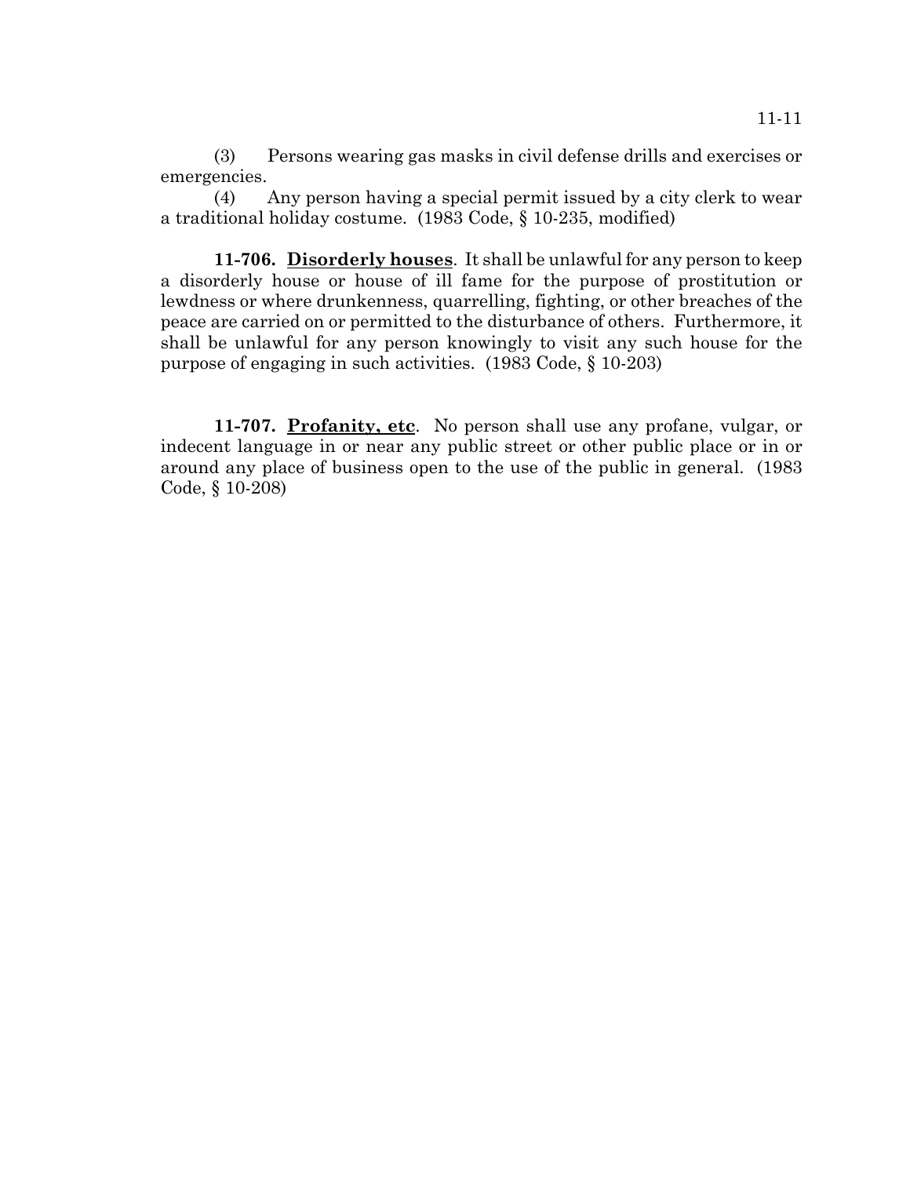(3) Persons wearing gas masks in civil defense drills and exercises or emergencies.

(4) Any person having a special permit issued by a city clerk to wear a traditional holiday costume. (1983 Code, § 10-235, modified)

**11-706. Disorderly houses**. It shall be unlawful for any person to keep a disorderly house or house of ill fame for the purpose of prostitution or lewdness or where drunkenness, quarrelling, fighting, or other breaches of the peace are carried on or permitted to the disturbance of others. Furthermore, it shall be unlawful for any person knowingly to visit any such house for the purpose of engaging in such activities. (1983 Code, § 10-203)

**11-707. Profanity, etc**. No person shall use any profane, vulgar, or indecent language in or near any public street or other public place or in or around any place of business open to the use of the public in general. (1983 Code, § 10-208)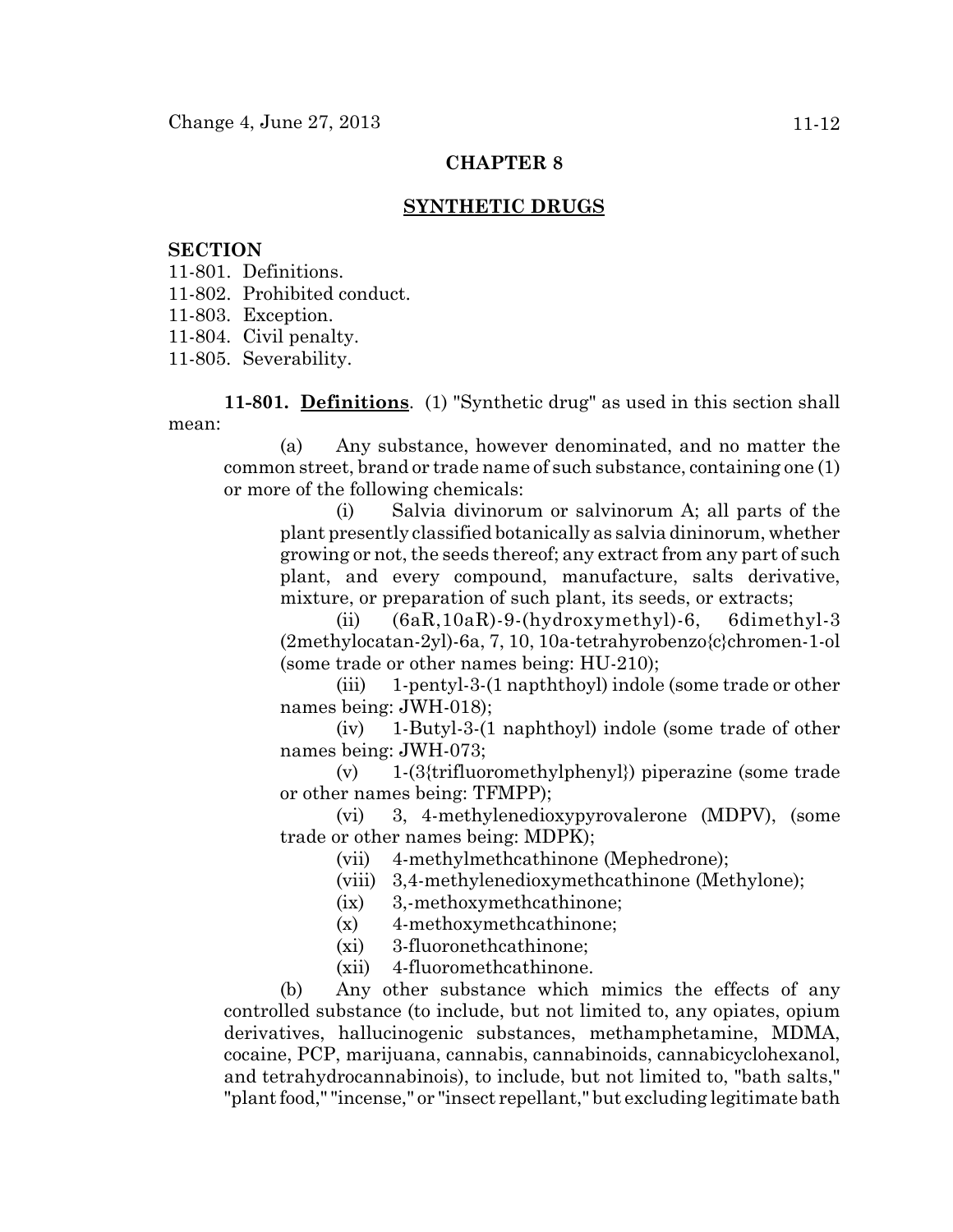# CHAPTER 8

## SYNTHETIC DRUGS

**SECTION**

11-801. Definitions.
11-802. Prohibited conduct.
11-803. Exception.
11-804. Civil penalty.
11-805. Severability.

**11-801. Definitions**. (1) "Synthetic drug" as used in this section shall mean:

(a) Any substance, however denominated, and no matter the common street, brand or trade name of such substance, containing one (1) or more of the following chemicals:

(i) Salvia divinorum or salvinorum A; all parts of the plant presently classified botanically as salvia dininorum, whether growing or not, the seeds thereof; any extract from any part of such plant, and every compound, manufacture, salts derivative, mixture, or preparation of such plant, its seeds, or extracts;

(ii) (6aR,10aR)-9-(hydroxymethyl)-6, 6dimethyl-3 (2methylocatan-2yl)-6a, 7, 10, 10a-tetrahyrobenzo{c}chromen-1-ol (some trade or other names being: HU-210);

(iii) 1-pentyl-3-(1 napththoyl) indole (some trade or other names being: JWH-018);

(iv) 1-Butyl-3-(1 naphthoyl) indole (some trade of other names being: JWH-073;

(v) 1-(3{trifluoromethylphenyl}) piperazine (some trade or other names being: TFMPP);

(vi) 3, 4-methylenedioxypyrovalerone (MDPV), (some trade or other names being: MDPK);

(vii) 4-methylmethcathinone (Mephedrone);

(viii) 3,4-methylenedioxymethcathinone (Methylone);

(ix) 3,-methoxymethcathinone;

(x) 4-methoxymethcathinone;

(xi) 3-fluoronethcathinone;

(xii) 4-fluoromethcathinone.

(b) Any other substance which mimics the effects of any controlled substance (to include, but not limited to, any opiates, opium derivatives, hallucinogenic substances, methamphetamine, MDMA, cocaine, PCP, marijuana, cannabis, cannabinoids, cannabicyclohexanol, and tetrahydrocannabinois), to include, but not limited to, "bath salts," "plant food," "incense," or "insect repellant," but excluding legitimate bath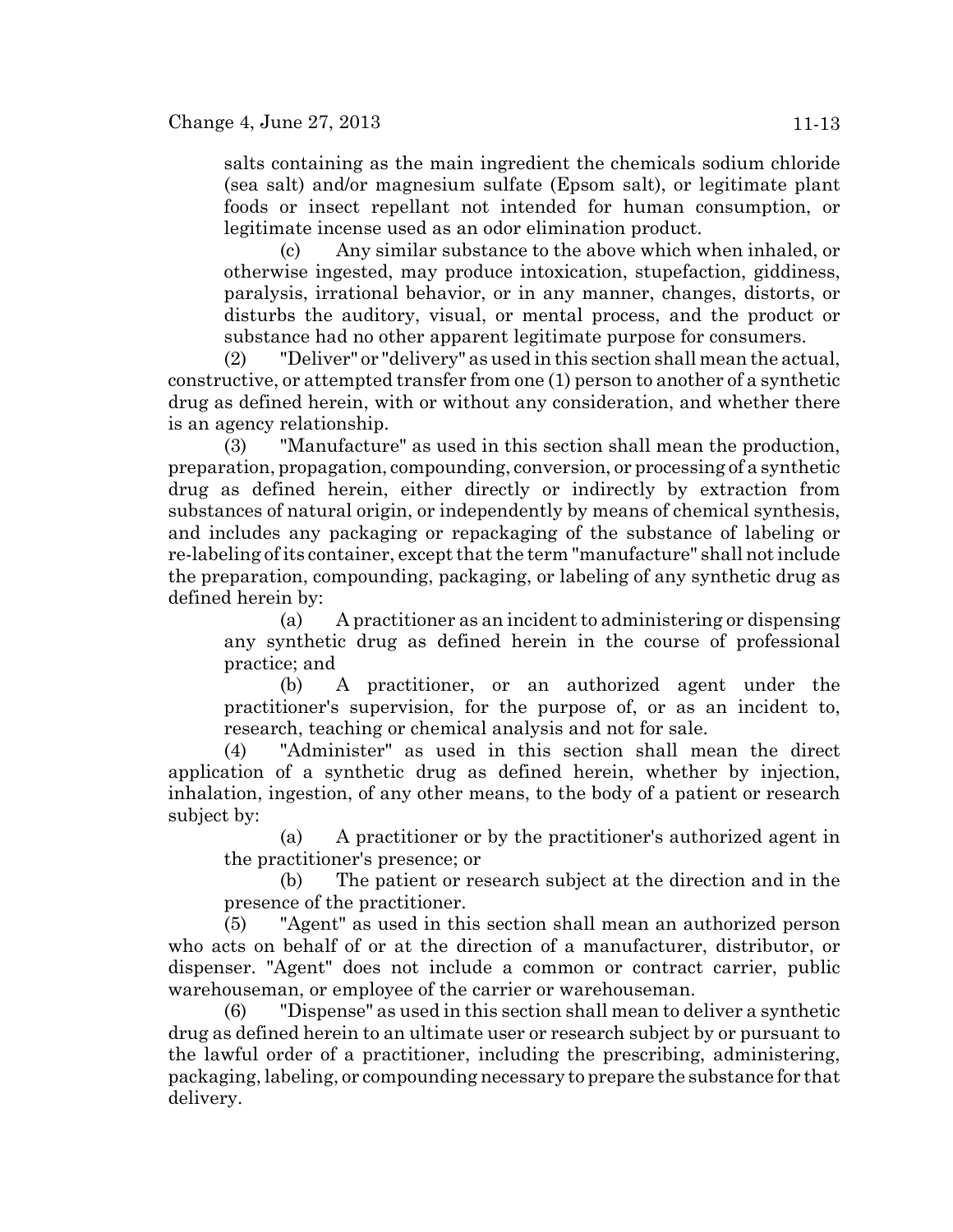salts containing as the main ingredient the chemicals sodium chloride (sea salt) and/or magnesium sulfate (Epsom salt), or legitimate plant foods or insect repellant not intended for human consumption, or legitimate incense used as an odor elimination product.

(c) Any similar substance to the above which when inhaled, or otherwise ingested, may produce intoxication, stupefaction, giddiness, paralysis, irrational behavior, or in any manner, changes, distorts, or disturbs the auditory, visual, or mental process, and the product or substance had no other apparent legitimate purpose for consumers.

(2) "Deliver" or "delivery" as used in this section shall mean the actual, constructive, or attempted transfer from one (1) person to another of a synthetic drug as defined herein, with or without any consideration, and whether there is an agency relationship.

(3) "Manufacture" as used in this section shall mean the production, preparation, propagation, compounding, conversion, or processing of a synthetic drug as defined herein, either directly or indirectly by extraction from substances of natural origin, or independently by means of chemical synthesis, and includes any packaging or repackaging of the substance of labeling or re-labeling of its container, except that the term "manufacture" shall not include the preparation, compounding, packaging, or labeling of any synthetic drug as defined herein by:

(a) A practitioner as an incident to administering or dispensing any synthetic drug as defined herein in the course of professional practice; and

(b) A practitioner, or an authorized agent under the practitioner's supervision, for the purpose of, or as an incident to, research, teaching or chemical analysis and not for sale.

(4) "Administer" as used in this section shall mean the direct application of a synthetic drug as defined herein, whether by injection, inhalation, ingestion, of any other means, to the body of a patient or research subject by:

(a) A practitioner or by the practitioner's authorized agent in the practitioner's presence; or

(b) The patient or research subject at the direction and in the presence of the practitioner.

(5) "Agent" as used in this section shall mean an authorized person who acts on behalf of or at the direction of a manufacturer, distributor, or dispenser. "Agent" does not include a common or contract carrier, public warehouseman, or employee of the carrier or warehouseman.

(6) "Dispense" as used in this section shall mean to deliver a synthetic drug as defined herein to an ultimate user or research subject by or pursuant to the lawful order of a practitioner, including the prescribing, administering, packaging, labeling, or compounding necessary to prepare the substance for that delivery.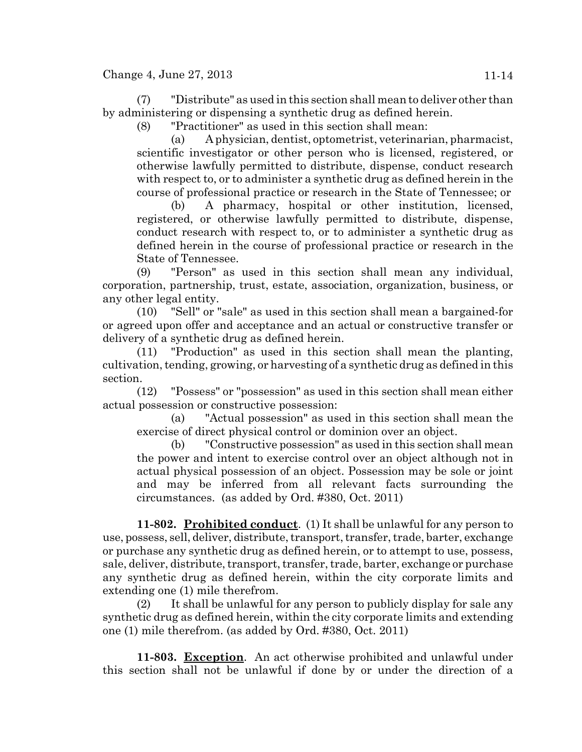(7) "Distribute" as used in this section shall mean to deliver other than by administering or dispensing a synthetic drug as defined herein.

(8) "Practitioner" as used in this section shall mean:

(a) A physician, dentist, optometrist, veterinarian, pharmacist, scientific investigator or other person who is licensed, registered, or otherwise lawfully permitted to distribute, dispense, conduct research with respect to, or to administer a synthetic drug as defined herein in the course of professional practice or research in the State of Tennessee; or

(b) A pharmacy, hospital or other institution, licensed, registered, or otherwise lawfully permitted to distribute, dispense, conduct research with respect to, or to administer a synthetic drug as defined herein in the course of professional practice or research in the State of Tennessee.

(9) "Person" as used in this section shall mean any individual, corporation, partnership, trust, estate, association, organization, business, or any other legal entity.

(10) "Sell" or "sale" as used in this section shall mean a bargained-for or agreed upon offer and acceptance and an actual or constructive transfer or delivery of a synthetic drug as defined herein.

(11) "Production" as used in this section shall mean the planting, cultivation, tending, growing, or harvesting of a synthetic drug as defined in this section.

(12) "Possess" or "possession" as used in this section shall mean either actual possession or constructive possession:

(a) "Actual possession" as used in this section shall mean the exercise of direct physical control or dominion over an object.

(b) "Constructive possession" as used in this section shall mean the power and intent to exercise control over an object although not in actual physical possession of an object. Possession may be sole or joint and may be inferred from all relevant facts surrounding the circumstances. (as added by Ord. #380, Oct. 2011)

**11-802. Prohibited conduct**. (1) It shall be unlawful for any person to use, possess, sell, deliver, distribute, transport, transfer, trade, barter, exchange or purchase any synthetic drug as defined herein, or to attempt to use, possess, sale, deliver, distribute, transport, transfer, trade, barter, exchange or purchase any synthetic drug as defined herein, within the city corporate limits and extending one (1) mile therefrom.

(2) It shall be unlawful for any person to publicly display for sale any synthetic drug as defined herein, within the city corporate limits and extending one (1) mile therefrom. (as added by Ord. #380, Oct. 2011)

**11-803. Exception**. An act otherwise prohibited and unlawful under this section shall not be unlawful if done by or under the direction of a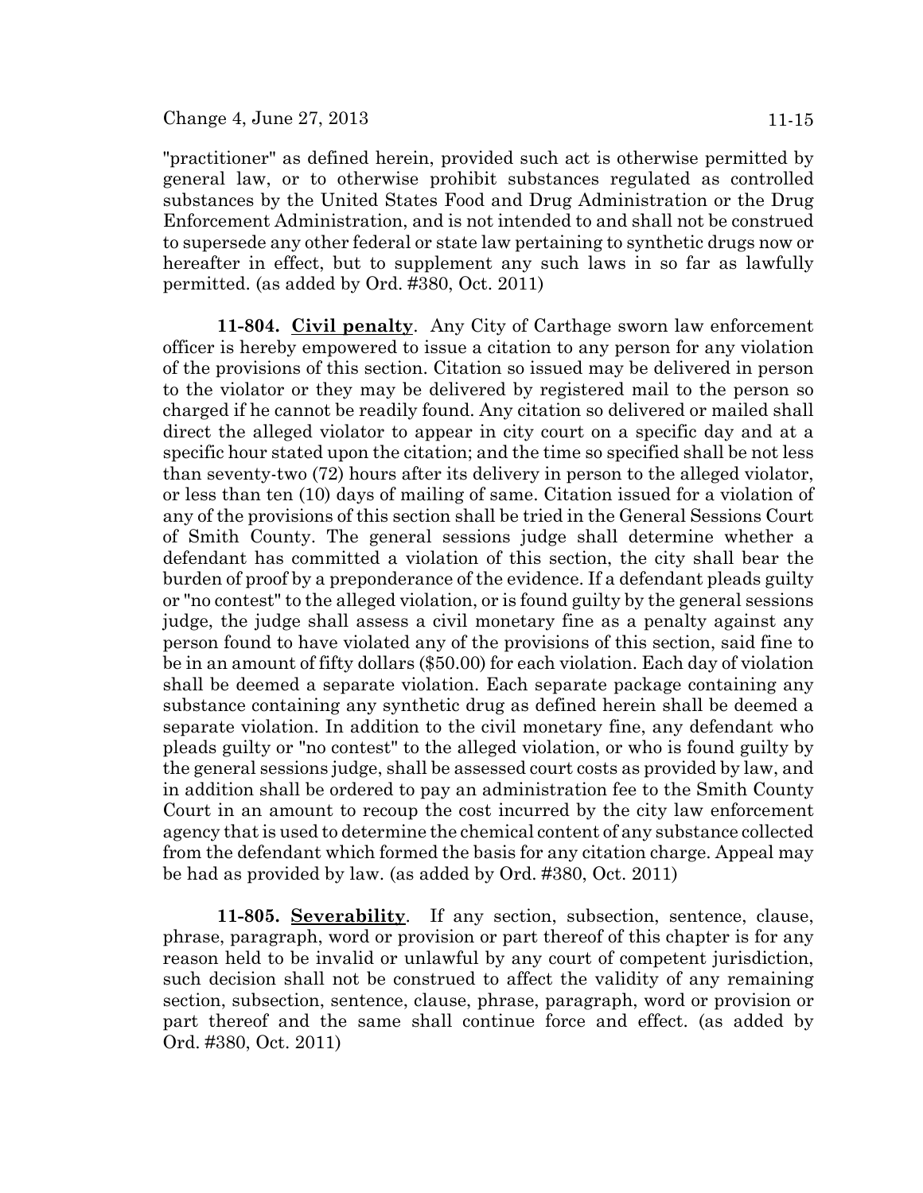"practitioner" as defined herein, provided such act is otherwise permitted by general law, or to otherwise prohibit substances regulated as controlled substances by the United States Food and Drug Administration or the Drug Enforcement Administration, and is not intended to and shall not be construed to supersede any other federal or state law pertaining to synthetic drugs now or hereafter in effect, but to supplement any such laws in so far as lawfully permitted. (as added by Ord. #380, Oct. 2011)

**11-804. Civil penalty**. Any City of Carthage sworn law enforcement officer is hereby empowered to issue a citation to any person for any violation of the provisions of this section. Citation so issued may be delivered in person to the violator or they may be delivered by registered mail to the person so charged if he cannot be readily found. Any citation so delivered or mailed shall direct the alleged violator to appear in city court on a specific day and at a specific hour stated upon the citation; and the time so specified shall be not less than seventy-two (72) hours after its delivery in person to the alleged violator, or less than ten (10) days of mailing of same. Citation issued for a violation of any of the provisions of this section shall be tried in the General Sessions Court of Smith County. The general sessions judge shall determine whether a defendant has committed a violation of this section, the city shall bear the burden of proof by a preponderance of the evidence. If a defendant pleads guilty or "no contest" to the alleged violation, or is found guilty by the general sessions judge, the judge shall assess a civil monetary fine as a penalty against any person found to have violated any of the provisions of this section, said fine to be in an amount of fifty dollars ($50.00) for each violation. Each day of violation shall be deemed a separate violation. Each separate package containing any substance containing any synthetic drug as defined herein shall be deemed a separate violation. In addition to the civil monetary fine, any defendant who pleads guilty or "no contest" to the alleged violation, or who is found guilty by the general sessions judge, shall be assessed court costs as provided by law, and in addition shall be ordered to pay an administration fee to the Smith County Court in an amount to recoup the cost incurred by the city law enforcement agency that is used to determine the chemical content of any substance collected from the defendant which formed the basis for any citation charge. Appeal may be had as provided by law. (as added by Ord. #380, Oct. 2011)

**11-805. Severability**. If any section, subsection, sentence, clause, phrase, paragraph, word or provision or part thereof of this chapter is for any reason held to be invalid or unlawful by any court of competent jurisdiction, such decision shall not be construed to affect the validity of any remaining section, subsection, sentence, clause, phrase, paragraph, word or provision or part thereof and the same shall continue force and effect. (as added by Ord. #380, Oct. 2011)